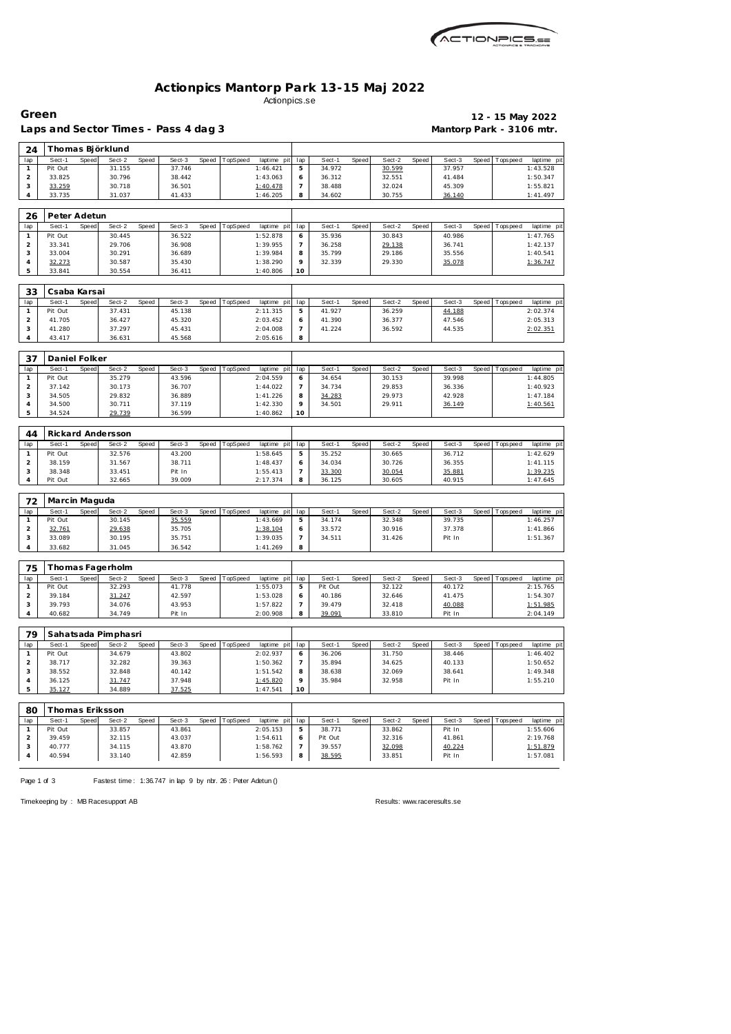# Actionpics Mantorp Park 13-15 Maj 2022

Actionpics.se

**Green** — **12 - 15 May 2022**

**Laps and Sector Times - Pass 4 dag 3** — **Mantorp Park - 3106 mtr.**

## 24 Thomas Björklund

| lap | Sect-1 | Speed | Sect-2 | Speed | Sect-3 | Speed | TopSpeed | laptime pit | lap | Sect-1 | Speed | Sect-2 | Speed | Sect-3 | Speed | Topspeed | laptime pit |
|---|---|---|---|---|---|---|---|---|---|---|---|---|---|---|---|---|---|
| 1 | Pit Out | | 31.155 | | 37.746 | | | 1:46.421 | 5 | 34.972 | | 30.599 | | 37.957 | | | 1:43.528 |
| 2 | 33.825 | | 30.796 | | 38.442 | | | 1:43.063 | 6 | 36.312 | | 32.551 | | 41.484 | | | 1:50.347 |
| 3 | 33.259 | | 30.718 | | 36.501 | | | 1:40.478 | 7 | 38.488 | | 32.024 | | 45.309 | | | 1:55.821 |
| 4 | 33.735 | | 31.037 | | 41.433 | | | 1:46.205 | 8 | 34.602 | | 30.755 | | 36.140 | | | 1:41.497 |

## 26 Peter Adetun

| lap | Sect-1 | Speed | Sect-2 | Speed | Sect-3 | Speed | TopSpeed | laptime pit | lap | Sect-1 | Speed | Sect-2 | Speed | Sect-3 | Speed | Topspeed | laptime pit |
|---|---|---|---|---|---|---|---|---|---|---|---|---|---|---|---|---|---|
| 1 | Pit Out | | 30.445 | | 36.522 | | | 1:52.878 | 6 | 35.936 | | 30.843 | | 40.986 | | | 1:47.765 |
| 2 | 33.341 | | 29.706 | | 36.908 | | | 1:39.955 | 7 | 36.258 | | 29.138 | | 36.741 | | | 1:42.137 |
| 3 | 33.004 | | 30.291 | | 36.689 | | | 1:39.984 | 8 | 35.799 | | 29.186 | | 35.556 | | | 1:40.541 |
| 4 | 32.273 | | 30.587 | | 35.430 | | | 1:38.290 | 9 | 32.339 | | 29.330 | | 35.078 | | | 1:36.747 |
| 5 | 33.841 | | 30.554 | | 36.411 | | | 1:40.806 | 10 | | | | | | | | |

## 33 Csaba Karsai

| lap | Sect-1 | Speed | Sect-2 | Speed | Sect-3 | Speed | TopSpeed | laptime pit | lap | Sect-1 | Speed | Sect-2 | Speed | Sect-3 | Speed | Topspeed | laptime pit |
|---|---|---|---|---|---|---|---|---|---|---|---|---|---|---|---|---|---|
| 1 | Pit Out | | 37.431 | | 45.138 | | | 2:11.315 | 5 | 41.927 | | 36.259 | | 44.188 | | | 2:02.374 |
| 2 | 41.705 | | 36.427 | | 45.320 | | | 2:03.452 | 6 | 41.390 | | 36.377 | | 47.546 | | | 2:05.313 |
| 3 | 41.280 | | 37.297 | | 45.431 | | | 2:04.008 | 7 | 41.224 | | 36.592 | | 44.535 | | | 2:02.351 |
| 4 | 43.417 | | 36.631 | | 45.568 | | | 2:05.616 | 8 | | | | | | | | |

## 37 Daniel Folker

| lap | Sect-1 | Speed | Sect-2 | Speed | Sect-3 | Speed | TopSpeed | laptime pit | lap | Sect-1 | Speed | Sect-2 | Speed | Sect-3 | Speed | Topspeed | laptime pit |
|---|---|---|---|---|---|---|---|---|---|---|---|---|---|---|---|---|---|
| 1 | Pit Out | | 35.279 | | 43.596 | | | 2:04.559 | 6 | 34.654 | | 30.153 | | 39.998 | | | 1:44.805 |
| 2 | 37.142 | | 30.173 | | 36.707 | | | 1:44.022 | 7 | 34.734 | | 29.853 | | 36.336 | | | 1:40.923 |
| 3 | 34.505 | | 29.832 | | 36.889 | | | 1:41.226 | 8 | 34.283 | | 29.973 | | 42.928 | | | 1:47.184 |
| 4 | 34.500 | | 30.711 | | 37.119 | | | 1:42.330 | 9 | 34.501 | | 29.911 | | 36.149 | | | 1:40.561 |
| 5 | 34.524 | | 29.739 | | 36.599 | | | 1:40.862 | 10 | | | | | | | | |

## 44 Rickard Andersson

| lap | Sect-1 | Speed | Sect-2 | Speed | Sect-3 | Speed | TopSpeed | laptime pit | lap | Sect-1 | Speed | Sect-2 | Speed | Sect-3 | Speed | Topspeed | laptime pit |
|---|---|---|---|---|---|---|---|---|---|---|---|---|---|---|---|---|---|
| 1 | Pit Out | | 32.576 | | 43.200 | | | 1:58.645 | 5 | 35.252 | | 30.665 | | 36.712 | | | 1:42.629 |
| 2 | 38.159 | | 31.567 | | 38.711 | | | 1:48.437 | 6 | 34.034 | | 30.726 | | 36.355 | | | 1:41.115 |
| 3 | 38.348 | | 33.451 | | Pit In | | | 1:55.413 | 7 | 33.300 | | 30.054 | | 35.881 | | | 1:39.235 |
| 4 | Pit Out | | 32.665 | | 39.009 | | | 2:17.374 | 8 | 36.125 | | 30.605 | | 40.915 | | | 1:47.645 |

## 72 Marcin Maguda

| lap | Sect-1 | Speed | Sect-2 | Speed | Sect-3 | Speed | TopSpeed | laptime pit | lap | Sect-1 | Speed | Sect-2 | Speed | Sect-3 | Speed | Topspeed | laptime pit |
|---|---|---|---|---|---|---|---|---|---|---|---|---|---|---|---|---|---|
| 1 | Pit Out | | 30.145 | | 35.559 | | | 1:43.669 | 5 | 34.174 | | 32.348 | | 39.735 | | | 1:46.257 |
| 2 | 32.761 | | 29.638 | | 35.705 | | | 1:38.104 | 6 | 33.572 | | 30.916 | | 37.378 | | | 1:41.866 |
| 3 | 33.089 | | 30.195 | | 35.751 | | | 1:39.035 | 7 | 34.511 | | 31.426 | | Pit In | | | 1:51.367 |
| 4 | 33.682 | | 31.045 | | 36.542 | | | 1:41.269 | 8 | | | | | | | | |

## 75 Thomas Fagerholm

| lap | Sect-1 | Speed | Sect-2 | Speed | Sect-3 | Speed | TopSpeed | laptime pit | lap | Sect-1 | Speed | Sect-2 | Speed | Sect-3 | Speed | Topspeed | laptime pit |
|---|---|---|---|---|---|---|---|---|---|---|---|---|---|---|---|---|---|
| 1 | Pit Out | | 32.293 | | 41.778 | | | 1:55.073 | 5 | Pit Out | | 32.122 | | 40.172 | | | 2:15.765 |
| 2 | 39.184 | | 31.247 | | 42.597 | | | 1:53.028 | 6 | 40.186 | | 32.646 | | 41.475 | | | 1:54.307 |
| 3 | 39.793 | | 34.076 | | 43.953 | | | 1:57.822 | 7 | 39.479 | | 32.418 | | 40.088 | | | 1:51.985 |
| 4 | 40.682 | | 34.749 | | Pit In | | | 2:00.908 | 8 | 39.091 | | 33.810 | | Pit In | | | 2:04.149 |

## 79 Sahatsada Pimphasri

| lap | Sect-1 | Speed | Sect-2 | Speed | Sect-3 | Speed | TopSpeed | laptime pit | lap | Sect-1 | Speed | Sect-2 | Speed | Sect-3 | Speed | Topspeed | laptime pit |
|---|---|---|---|---|---|---|---|---|---|---|---|---|---|---|---|---|---|
| 1 | Pit Out | | 34.679 | | 43.802 | | | 2:02.937 | 6 | 36.206 | | 31.750 | | 38.446 | | | 1:46.402 |
| 2 | 38.717 | | 32.282 | | 39.363 | | | 1:50.362 | 7 | 35.894 | | 34.625 | | 40.133 | | | 1:50.652 |
| 3 | 38.552 | | 32.848 | | 40.142 | | | 1:51.542 | 8 | 38.638 | | 32.069 | | 38.641 | | | 1:49.348 |
| 4 | 36.125 | | 31.747 | | 37.948 | | | 1:45.820 | 9 | 35.984 | | 32.958 | | Pit In | | | 1:55.210 |
| 5 | 35.127 | | 34.889 | | 37.525 | | | 1:47.541 | 10 | | | | | | | | |

## 80 Thomas Eriksson

| lap | Sect-1 | Speed | Sect-2 | Speed | Sect-3 | Speed | TopSpeed | laptime pit | lap | Sect-1 | Speed | Sect-2 | Speed | Sect-3 | Speed | Topspeed | laptime pit |
|---|---|---|---|---|---|---|---|---|---|---|---|---|---|---|---|---|---|
| 1 | Pit Out | | 33.857 | | 43.861 | | | 2:05.153 | 5 | 38.771 | | 33.862 | | Pit In | | | 1:55.606 |
| 2 | 39.459 | | 32.115 | | 43.037 | | | 1:54.611 | 6 | Pit Out | | 32.316 | | 41.861 | | | 2:19.768 |
| 3 | 40.777 | | 34.115 | | 43.870 | | | 1:58.762 | 7 | 39.557 | | 32.098 | | 40.224 | | | 1:51.879 |
| 4 | 40.594 | | 33.140 | | 42.859 | | | 1:56.593 | 8 | 38.595 | | 33.851 | | Pit In | | | 1:57.081 |

Fastest time : 1:36.747 in lap 9 by nbr. 26 : Peter Adetun ()

Timekeeping by : MB Racesupport AB

Results: www.raceresults.se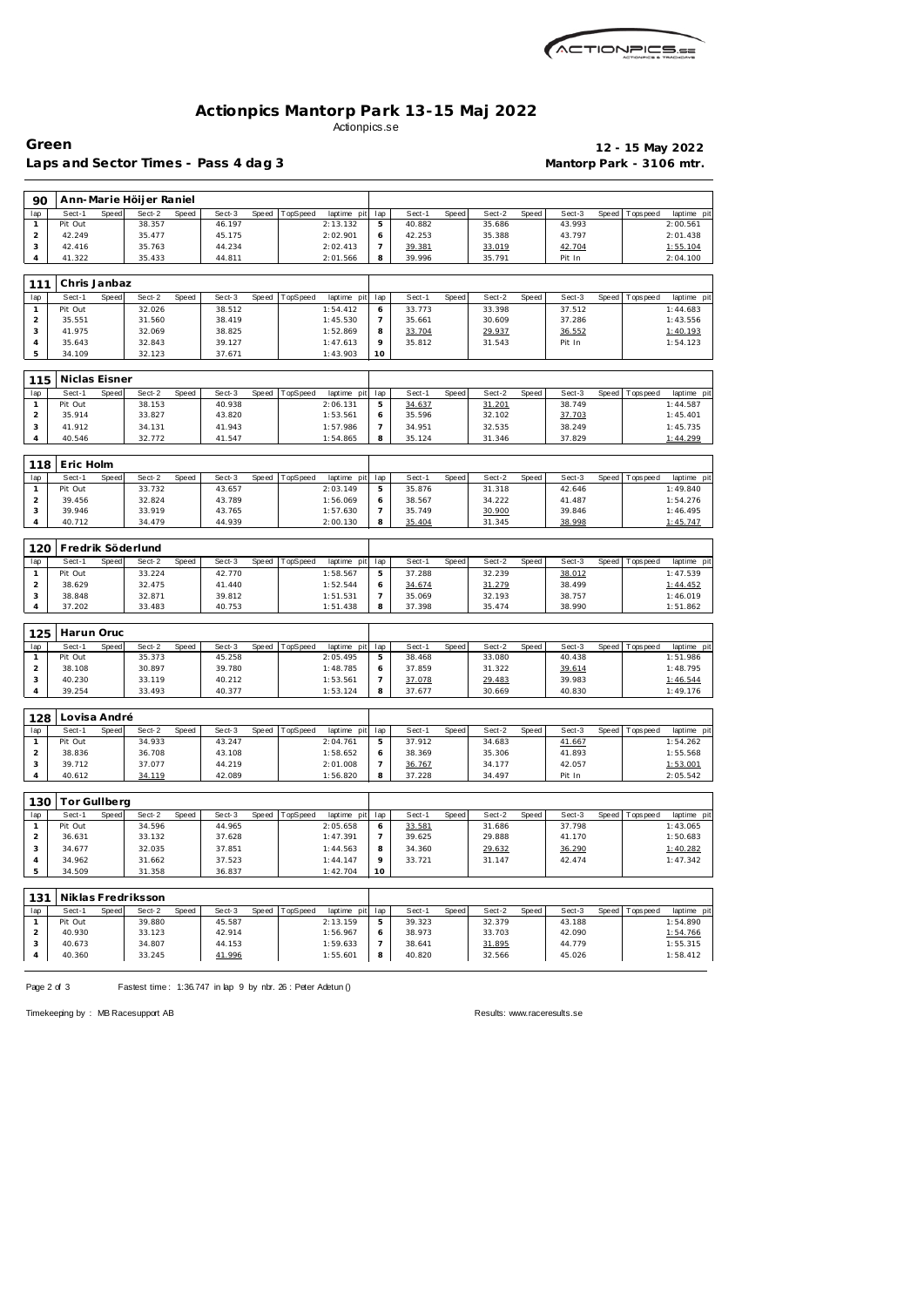# Actionpics Mantorp Park 13-15 Maj 2022

Actionpics.se

**Green** — **12 - 15 May 2022**

**Laps and Sector Times - Pass 4 dag 3** — **Mantorp Park - 3106 mtr.**

## 90 Ann-Marie Höijer Raniel

| lap | Sect-1 | Speed | Sect-2 | Speed | Sect-3 | Speed | TopSpeed | laptime pit | lap | Sect-1 | Speed | Sect-2 | Speed | Sect-3 | Speed | Topspeed | laptime pit |
|---|---|---|---|---|---|---|---|---|---|---|---|---|---|---|---|---|---|
| 1 | Pit Out | | 38.357 | | 46.197 | | | 2:13.132 | 5 | 40.882 | | 35.686 | | 43.993 | | | 2:00.561 |
| 2 | 42.249 | | 35.477 | | 45.175 | | | 2:02.901 | 6 | 42.253 | | 35.388 | | 43.797 | | | 2:01.438 |
| 3 | 42.416 | | 35.763 | | 44.234 | | | 2:02.413 | 7 | 39.381 | | 33.019 | | 42.704 | | | 1:55.104 |
| 4 | 41.322 | | 35.433 | | 44.811 | | | 2:01.566 | 8 | 39.996 | | 35.791 | | Pit In | | | 2:04.100 |

## 111 Chris Janbaz

| lap | Sect-1 | Speed | Sect-2 | Speed | Sect-3 | Speed | TopSpeed | laptime pit | lap | Sect-1 | Speed | Sect-2 | Speed | Sect-3 | Speed | Topspeed | laptime pit |
|---|---|---|---|---|---|---|---|---|---|---|---|---|---|---|---|---|---|
| 1 | Pit Out | | 32.026 | | 38.512 | | | 1:54.412 | 6 | 33.773 | | 33.398 | | 37.512 | | | 1:44.683 |
| 2 | 35.551 | | 31.560 | | 38.419 | | | 1:45.530 | 7 | 35.661 | | 30.609 | | 37.286 | | | 1:43.556 |
| 3 | 41.975 | | 32.069 | | 38.825 | | | 1:52.869 | 8 | 33.704 | | 29.937 | | 36.552 | | | 1:40.193 |
| 4 | 35.643 | | 32.843 | | 39.127 | | | 1:47.613 | 9 | 35.812 | | 31.543 | | Pit In | | | 1:54.123 |
| 5 | 34.109 | | 32.123 | | 37.671 | | | 1:43.903 | 10 | | | | | | | | |

## 115 Niclas Eisner

| lap | Sect-1 | Speed | Sect-2 | Speed | Sect-3 | Speed | TopSpeed | laptime pit | lap | Sect-1 | Speed | Sect-2 | Speed | Sect-3 | Speed | Topspeed | laptime pit |
|---|---|---|---|---|---|---|---|---|---|---|---|---|---|---|---|---|---|
| 1 | Pit Out | | 38.153 | | 40.938 | | | 2:06.131 | 5 | 34.637 | | 31.201 | | 38.749 | | | 1:44.587 |
| 2 | 35.914 | | 33.827 | | 43.820 | | | 1:53.561 | 6 | 35.596 | | 32.102 | | 37.703 | | | 1:45.401 |
| 3 | 41.912 | | 34.131 | | 41.943 | | | 1:57.986 | 7 | 34.951 | | 32.535 | | 38.249 | | | 1:45.735 |
| 4 | 40.546 | | 32.772 | | 41.547 | | | 1:54.865 | 8 | 35.124 | | 31.346 | | 37.829 | | | 1:44.299 |

## 118 Eric Holm

| lap | Sect-1 | Speed | Sect-2 | Speed | Sect-3 | Speed | TopSpeed | laptime pit | lap | Sect-1 | Speed | Sect-2 | Speed | Sect-3 | Speed | Topspeed | laptime pit |
|---|---|---|---|---|---|---|---|---|---|---|---|---|---|---|---|---|---|
| 1 | Pit Out | | 33.732 | | 43.657 | | | 2:03.149 | 5 | 35.876 | | 31.318 | | 42.646 | | | 1:49.840 |
| 2 | 39.456 | | 32.824 | | 43.789 | | | 1:56.069 | 6 | 38.567 | | 34.222 | | 41.487 | | | 1:54.276 |
| 3 | 39.946 | | 33.919 | | 43.765 | | | 1:57.630 | 7 | 35.749 | | 30.900 | | 39.846 | | | 1:46.495 |
| 4 | 40.712 | | 34.479 | | 44.939 | | | 2:00.130 | 8 | 35.404 | | 31.345 | | 38.998 | | | 1:45.747 |

## 120 Fredrik Söderlund

| lap | Sect-1 | Speed | Sect-2 | Speed | Sect-3 | Speed | TopSpeed | laptime pit | lap | Sect-1 | Speed | Sect-2 | Speed | Sect-3 | Speed | Topspeed | laptime pit |
|---|---|---|---|---|---|---|---|---|---|---|---|---|---|---|---|---|---|
| 1 | Pit Out | | 33.224 | | 42.770 | | | 1:58.567 | 5 | 37.288 | | 32.239 | | 38.012 | | | 1:47.539 |
| 2 | 38.629 | | 32.475 | | 41.440 | | | 1:52.544 | 6 | 34.674 | | 31.279 | | 38.499 | | | 1:44.452 |
| 3 | 38.848 | | 32.871 | | 39.812 | | | 1:51.531 | 7 | 35.069 | | 32.193 | | 38.757 | | | 1:46.019 |
| 4 | 37.202 | | 33.483 | | 40.753 | | | 1:51.438 | 8 | 37.398 | | 35.474 | | 38.990 | | | 1:51.862 |

## 125 Harun Oruc

| lap | Sect-1 | Speed | Sect-2 | Speed | Sect-3 | Speed | TopSpeed | laptime pit | lap | Sect-1 | Speed | Sect-2 | Speed | Sect-3 | Speed | Topspeed | laptime pit |
|---|---|---|---|---|---|---|---|---|---|---|---|---|---|---|---|---|---|
| 1 | Pit Out | | 35.373 | | 45.258 | | | 2:05.495 | 5 | 38.468 | | 33.080 | | 40.438 | | | 1:51.986 |
| 2 | 38.108 | | 30.897 | | 39.780 | | | 1:48.785 | 6 | 37.859 | | 31.322 | | 39.614 | | | 1:48.795 |
| 3 | 40.230 | | 33.119 | | 40.212 | | | 1:53.561 | 7 | 37.078 | | 29.483 | | 39.983 | | | 1:46.544 |
| 4 | 39.254 | | 33.493 | | 40.377 | | | 1:53.124 | 8 | 37.677 | | 30.669 | | 40.830 | | | 1:49.176 |

## 128 Lovisa André

| lap | Sect-1 | Speed | Sect-2 | Speed | Sect-3 | Speed | TopSpeed | laptime pit | lap | Sect-1 | Speed | Sect-2 | Speed | Sect-3 | Speed | Topspeed | laptime pit |
|---|---|---|---|---|---|---|---|---|---|---|---|---|---|---|---|---|---|
| 1 | Pit Out | | 34.933 | | 43.247 | | | 2:04.761 | 5 | 37.912 | | 34.683 | | 41.667 | | | 1:54.262 |
| 2 | 38.836 | | 36.708 | | 43.108 | | | 1:58.652 | 6 | 38.369 | | 35.306 | | 41.893 | | | 1:55.568 |
| 3 | 39.712 | | 37.077 | | 44.219 | | | 2:01.008 | 7 | 36.767 | | 34.177 | | 42.057 | | | 1:53.001 |
| 4 | 40.612 | | 34.119 | | 42.089 | | | 1:56.820 | 8 | 37.228 | | 34.497 | | Pit In | | | 2:05.542 |

## 130 Tor Gullberg

| lap | Sect-1 | Speed | Sect-2 | Speed | Sect-3 | Speed | TopSpeed | laptime pit | lap | Sect-1 | Speed | Sect-2 | Speed | Sect-3 | Speed | Topspeed | laptime pit |
|---|---|---|---|---|---|---|---|---|---|---|---|---|---|---|---|---|---|
| 1 | Pit Out | | 34.596 | | 44.965 | | | 2:05.658 | 6 | 33.581 | | 31.686 | | 37.798 | | | 1:43.065 |
| 2 | 36.631 | | 33.132 | | 37.628 | | | 1:47.391 | 7 | 39.625 | | 29.888 | | 41.170 | | | 1:50.683 |
| 3 | 34.677 | | 32.035 | | 37.851 | | | 1:44.563 | 8 | 34.360 | | 29.632 | | 36.290 | | | 1:40.282 |
| 4 | 34.962 | | 31.662 | | 37.523 | | | 1:44.147 | 9 | 33.721 | | 31.147 | | 42.474 | | | 1:47.342 |
| 5 | 34.509 | | 31.358 | | 36.837 | | | 1:42.704 | 10 | | | | | | | | |

## 131 Niklas Fredriksson

| lap | Sect-1 | Speed | Sect-2 | Speed | Sect-3 | Speed | TopSpeed | laptime pit | lap | Sect-1 | Speed | Sect-2 | Speed | Sect-3 | Speed | Topspeed | laptime pit |
|---|---|---|---|---|---|---|---|---|---|---|---|---|---|---|---|---|---|
| 1 | Pit Out | | 39.880 | | 45.587 | | | 2:13.159 | 5 | 39.323 | | 32.379 | | 43.188 | | | 1:54.890 |
| 2 | 40.930 | | 33.123 | | 42.914 | | | 1:56.967 | 6 | 38.973 | | 33.703 | | 42.090 | | | 1:54.766 |
| 3 | 40.673 | | 34.807 | | 44.153 | | | 1:59.633 | 7 | 38.641 | | 31.895 | | 44.779 | | | 1:55.315 |
| 4 | 40.360 | | 33.245 | | 41.996 | | | 1:55.601 | 8 | 40.820 | | 32.566 | | 45.026 | | | 1:58.412 |

Fastest time : 1:36.747 in lap 9 by nbr. 26 : Peter Adetun ()

Timekeeping by : MB Racesupport AB — Results: www.raceresults.se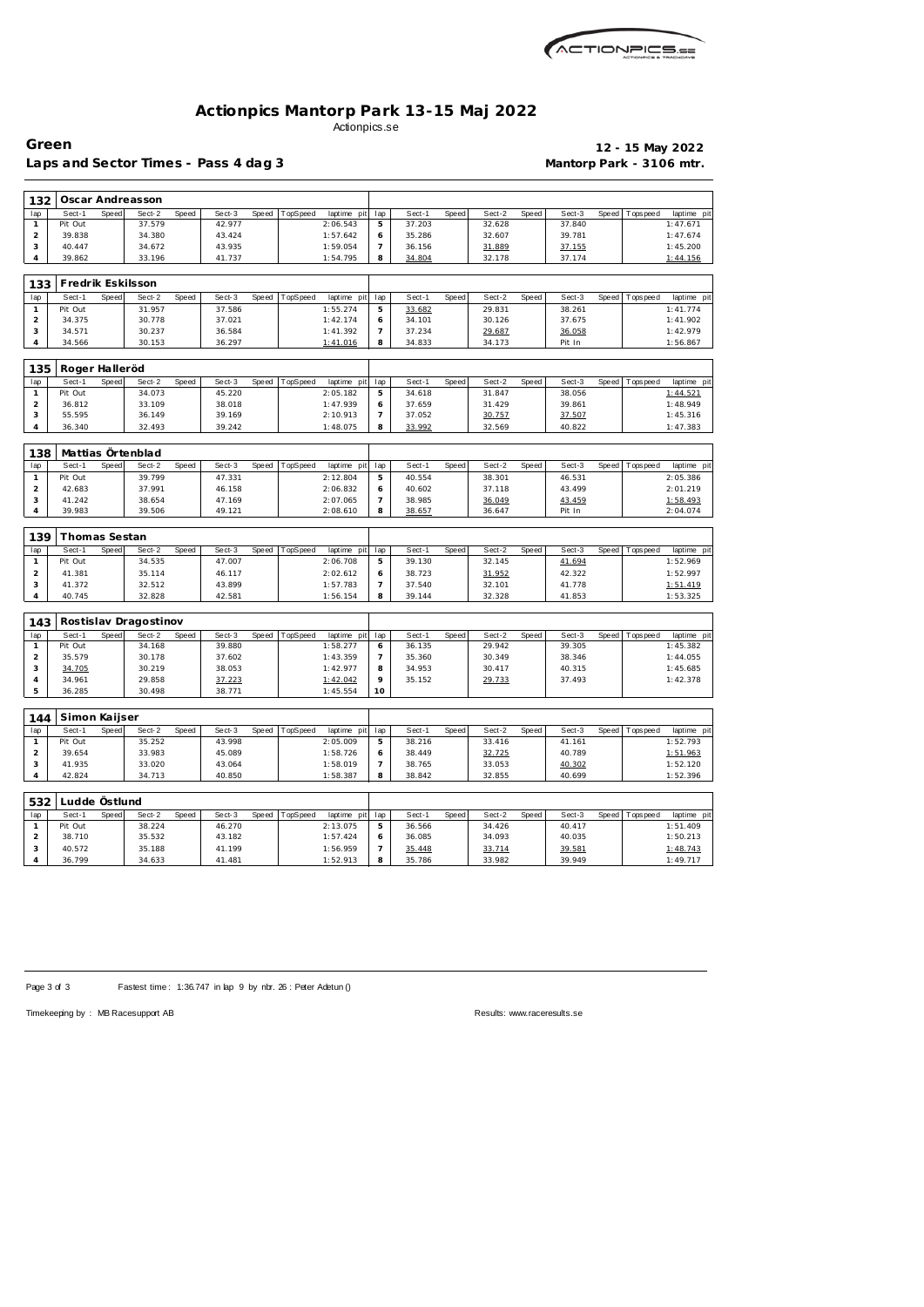# Actionpics Mantorp Park 13-15 Maj 2022

Actionpics.se

**Green** **12 - 15 May 2022**

**Laps and Sector Times - Pass 4 dag 3** **Mantorp Park - 3106 mtr.**

**132 Oscar Andreasson**

| lap | Sect-1 | Speed | Sect-2 | Speed | Sect-3 | Speed | TopSpeed | laptime pit | lap | Sect-1 | Speed | Sect-2 | Speed | Sect-3 | Speed | Topspeed | laptime pit |
|---|---|---|---|---|---|---|---|---|---|---|---|---|---|---|---|---|---|
| 1 | Pit Out | | 37.579 | | 42.977 | | | 2:06.543 | 5 | 37.203 | | 32.628 | | 37.840 | | | 1:47.671 |
| 2 | 39.838 | | 34.380 | | 43.424 | | | 1:57.642 | 6 | 35.286 | | 32.607 | | 39.781 | | | 1:47.674 |
| 3 | 40.447 | | 34.672 | | 43.935 | | | 1:59.054 | 7 | 36.156 | | 31.889 | | 37.155 | | | 1:45.200 |
| 4 | 39.862 | | 33.196 | | 41.737 | | | 1:54.795 | 8 | 34.804 | | 32.178 | | 37.174 | | | 1:44.156 |

**133 Fredrik Eskilsson**

| lap | Sect-1 | Speed | Sect-2 | Speed | Sect-3 | Speed | TopSpeed | laptime pit | lap | Sect-1 | Speed | Sect-2 | Speed | Sect-3 | Speed | Topspeed | laptime pit |
|---|---|---|---|---|---|---|---|---|---|---|---|---|---|---|---|---|---|
| 1 | Pit Out | | 31.957 | | 37.586 | | | 1:55.274 | 5 | 33.682 | | 29.831 | | 38.261 | | | 1:41.774 |
| 2 | 34.375 | | 30.778 | | 37.021 | | | 1:42.174 | 6 | 34.101 | | 30.126 | | 37.675 | | | 1:41.902 |
| 3 | 34.571 | | 30.237 | | 36.584 | | | 1:41.392 | 7 | 37.234 | | 29.687 | | 36.058 | | | 1:42.979 |
| 4 | 34.566 | | 30.153 | | 36.297 | | | 1:41.016 | 8 | 34.833 | | 34.173 | | Pit In | | | 1:56.867 |

**135 Roger Halleröd**

| lap | Sect-1 | Speed | Sect-2 | Speed | Sect-3 | Speed | TopSpeed | laptime pit | lap | Sect-1 | Speed | Sect-2 | Speed | Sect-3 | Speed | Topspeed | laptime pit |
|---|---|---|---|---|---|---|---|---|---|---|---|---|---|---|---|---|---|
| 1 | Pit Out | | 34.073 | | 45.220 | | | 2:05.182 | 5 | 34.618 | | 31.847 | | 38.056 | | | 1:44.521 |
| 2 | 36.812 | | 33.109 | | 38.018 | | | 1:47.939 | 6 | 37.659 | | 31.429 | | 39.861 | | | 1:48.949 |
| 3 | 55.595 | | 36.149 | | 39.169 | | | 2:10.913 | 7 | 37.052 | | 30.757 | | 37.507 | | | 1:45.316 |
| 4 | 36.340 | | 32.493 | | 39.242 | | | 1:48.075 | 8 | 33.992 | | 32.569 | | 40.822 | | | 1:47.383 |

**138 Mattias Örtenblad**

| lap | Sect-1 | Speed | Sect-2 | Speed | Sect-3 | Speed | TopSpeed | laptime pit | lap | Sect-1 | Speed | Sect-2 | Speed | Sect-3 | Speed | Topspeed | laptime pit |
|---|---|---|---|---|---|---|---|---|---|---|---|---|---|---|---|---|---|
| 1 | Pit Out | | 39.799 | | 47.331 | | | 2:12.804 | 5 | 40.554 | | 38.301 | | 46.531 | | | 2:05.386 |
| 2 | 42.683 | | 37.991 | | 46.158 | | | 2:06.832 | 6 | 40.602 | | 37.118 | | 43.499 | | | 2:01.219 |
| 3 | 41.242 | | 38.654 | | 47.169 | | | 2:07.065 | 7 | 38.985 | | 36.049 | | 43.459 | | | 1:58.493 |
| 4 | 39.983 | | 39.506 | | 49.121 | | | 2:08.610 | 8 | 38.657 | | 36.647 | | Pit In | | | 2:04.074 |

**139 Thomas Sestan**

| lap | Sect-1 | Speed | Sect-2 | Speed | Sect-3 | Speed | TopSpeed | laptime pit | lap | Sect-1 | Speed | Sect-2 | Speed | Sect-3 | Speed | Topspeed | laptime pit |
|---|---|---|---|---|---|---|---|---|---|---|---|---|---|---|---|---|---|
| 1 | Pit Out | | 34.535 | | 47.007 | | | 2:06.708 | 5 | 39.130 | | 32.145 | | 41.694 | | | 1:52.969 |
| 2 | 41.381 | | 35.114 | | 46.117 | | | 2:02.612 | 6 | 38.723 | | 31.952 | | 42.322 | | | 1:52.997 |
| 3 | 41.372 | | 32.512 | | 43.899 | | | 1:57.783 | 7 | 37.540 | | 32.101 | | 41.778 | | | 1:51.419 |
| 4 | 40.745 | | 32.828 | | 42.581 | | | 1:56.154 | 8 | 39.144 | | 32.328 | | 41.853 | | | 1:53.325 |

**143 Rostislav Dragostinov**

| lap | Sect-1 | Speed | Sect-2 | Speed | Sect-3 | Speed | TopSpeed | laptime pit | lap | Sect-1 | Speed | Sect-2 | Speed | Sect-3 | Speed | Topspeed | laptime pit |
|---|---|---|---|---|---|---|---|---|---|---|---|---|---|---|---|---|---|
| 1 | Pit Out | | 34.168 | | 39.880 | | | 1:58.277 | 6 | 36.135 | | 29.942 | | 39.305 | | | 1:45.382 |
| 2 | 35.579 | | 30.178 | | 37.602 | | | 1:43.359 | 7 | 35.360 | | 30.349 | | 38.346 | | | 1:44.055 |
| 3 | 34.705 | | 30.219 | | 38.053 | | | 1:42.977 | 8 | 34.953 | | 30.417 | | 40.315 | | | 1:45.685 |
| 4 | 34.961 | | 29.858 | | 37.223 | | | 1:42.042 | 9 | 35.152 | | 29.733 | | 37.493 | | | 1:42.378 |
| 5 | 36.285 | | 30.498 | | 38.771 | | | 1:45.554 | 10 | | | | | | | | |

**144 Simon Kaijser**

| lap | Sect-1 | Speed | Sect-2 | Speed | Sect-3 | Speed | TopSpeed | laptime pit | lap | Sect-1 | Speed | Sect-2 | Speed | Sect-3 | Speed | Topspeed | laptime pit |
|---|---|---|---|---|---|---|---|---|---|---|---|---|---|---|---|---|---|
| 1 | Pit Out | | 35.252 | | 43.998 | | | 2:05.009 | 5 | 38.216 | | 33.416 | | 41.161 | | | 1:52.793 |
| 2 | 39.654 | | 33.983 | | 45.089 | | | 1:58.726 | 6 | 38.449 | | 32.725 | | 40.789 | | | 1:51.963 |
| 3 | 41.935 | | 33.020 | | 43.064 | | | 1:58.019 | 7 | 38.765 | | 33.053 | | 40.302 | | | 1:52.120 |
| 4 | 42.824 | | 34.713 | | 40.850 | | | 1:58.387 | 8 | 38.842 | | 32.855 | | 40.699 | | | 1:52.396 |

**532 Ludde Östlund**

| lap | Sect-1 | Speed | Sect-2 | Speed | Sect-3 | Speed | TopSpeed | laptime pit | lap | Sect-1 | Speed | Sect-2 | Speed | Sect-3 | Speed | Topspeed | laptime pit |
|---|---|---|---|---|---|---|---|---|---|---|---|---|---|---|---|---|---|
| 1 | Pit Out | | 38.224 | | 46.270 | | | 2:13.075 | 5 | 36.566 | | 34.426 | | 40.417 | | | 1:51.409 |
| 2 | 38.710 | | 35.532 | | 43.182 | | | 1:57.424 | 6 | 36.085 | | 34.093 | | 40.035 | | | 1:50.213 |
| 3 | 40.572 | | 35.188 | | 41.199 | | | 1:56.959 | 7 | 35.448 | | 33.714 | | 39.581 | | | 1:48.743 |
| 4 | 36.799 | | 34.633 | | 41.481 | | | 1:52.913 | 8 | 35.786 | | 33.982 | | 39.949 | | | 1:49.717 |

Fastest time : 1:36.747 in lap 9 by nbr. 26 : Peter Adetun ()

Timekeeping by : MB Racesupport AB

Results: www.raceresults.se